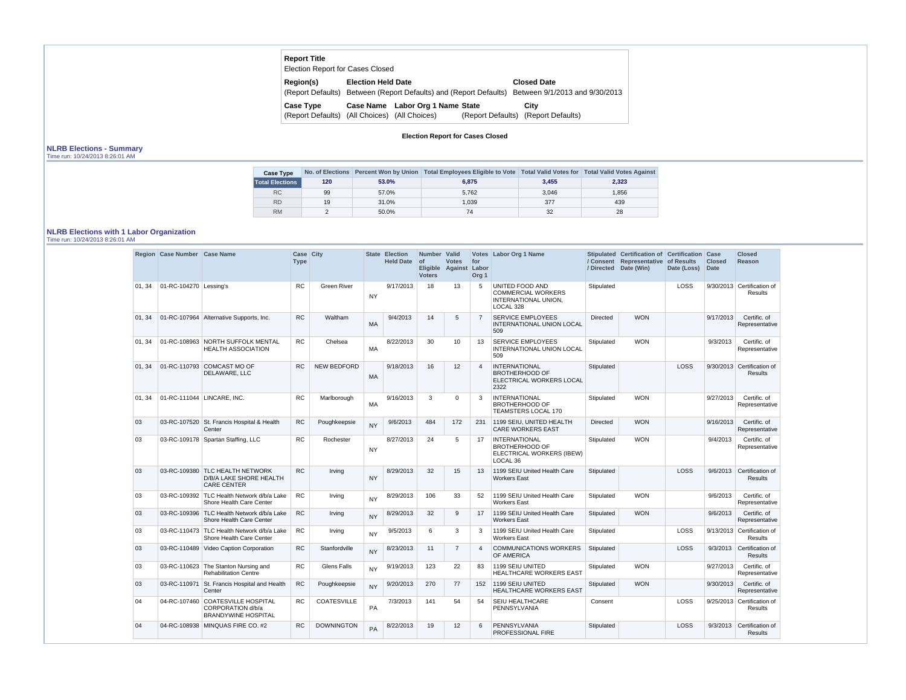**Report Title**
Election Report for Cases Closed

| Region(s) | Election Held Date | Closed Date |
|---|---|---|
| (Report Defaults) | Between (Report Defaults) and (Report Defaults) | Between 9/1/2013 and 9/30/2013 |

| Case Type | Case Name | Labor Org 1 Name | State | City |
|---|---|---|---|---|
| (Report Defaults) | (All Choices) | (All Choices) | (Report Defaults) | (Report Defaults) |

**Election Report for Cases Closed**

## NLRB Elections - Summary

Time run: 10/24/2013 8:26:01 AM

| Case Type | No. of Elections | Percent Won by Union | Total Employees Eligible to Vote | Total Valid Votes for | Total Valid Votes Against |
|---|---|---|---|---|---|
| **Total Elections** | **120** | **53.0%** | **6,875** | **3,455** | **2,323** |
| RC | 99 | 57.0% | 5,762 | 3,046 | 1,856 |
| RD | 19 | 31.0% | 1,039 | 377 | 439 |
| RM | 2 | 50.0% | 74 | 32 | 28 |

## NLRB Elections with 1 Labor Organization

Time run: 10/24/2013 8:26:01 AM

| Region | Case Number | Case Name | Case Type | City | State | Election Held Date | Number of Eligible Voters | Valid Votes Against | Votes for Labor Org 1 | Labor Org 1 Name | Stipulated / Consent / Directed | Certification of Representative Date (Win) | Certification of Results Date (Loss) | Case Closed Date | Closed Reason |
|---|---|---|---|---|---|---|---|---|---|---|---|---|---|---|---|
| 01, 34 | 01-RC-104270 | Lessing's | RC | Green River | NY | 9/17/2013 | 18 | 13 | 5 | UNITED FOOD AND COMMERCIAL WORKERS INTERNATIONAL UNION, LOCAL 328 | Stipulated | | LOSS | 9/30/2013 | Certification of Results |
| 01, 34 | 01-RC-107964 | Alternative Supports, Inc. | RC | Waltham | MA | 9/4/2013 | 14 | 5 | 7 | SERVICE EMPLOYEES INTERNATIONAL UNION LOCAL 509 | Directed | WON | | 9/17/2013 | Certific. of Representative |
| 01, 34 | 01-RC-108963 | NORTH SUFFOLK MENTAL HEALTH ASSOCIATION | RC | Chelsea | MA | 8/22/2013 | 30 | 10 | 13 | SERVICE EMPLOYEES INTERNATIONAL UNION LOCAL 509 | Stipulated | WON | | 9/3/2013 | Certific. of Representative |
| 01, 34 | 01-RC-110793 | COMCAST MO OF DELAWARE, LLC | RC | NEW BEDFORD | MA | 9/18/2013 | 16 | 12 | 4 | INTERNATIONAL BROTHERHOOD OF ELECTRICAL WORKERS LOCAL 2322 | Stipulated | | LOSS | 9/30/2013 | Certification of Results |
| 01, 34 | 01-RC-111044 | LINCARE, INC. | RC | Marlborough | MA | 9/16/2013 | 3 | 0 | 3 | INTERNATIONAL BROTHERHOOD OF TEAMSTERS LOCAL 170 | Stipulated | WON | | 9/27/2013 | Certific. of Representative |
| 03 | 03-RC-107520 | St. Francis Hospital & Health Center | RC | Poughkeepsie | NY | 9/6/2013 | 484 | 172 | 231 | 1199 SEIU, UNITED HEALTH CARE WORKERS EAST | Directed | WON | | 9/16/2013 | Certific. of Representative |
| 03 | 03-RC-109178 | Spartan Staffing, LLC | RC | Rochester | NY | 8/27/2013 | 24 | 5 | 17 | INTERNATIONAL BROTHERHOOD OF ELECTRICAL WORKERS (IBEW) LOCAL 36 | Stipulated | WON | | 9/4/2013 | Certific. of Representative |
| 03 | 03-RC-109380 | TLC HEALTH NETWORK D/B/A LAKE SHORE HEALTH CARE CENTER | RC | Irving | NY | 8/29/2013 | 32 | 15 | 13 | 1199 SEIU United Health Care Workers East | Stipulated | | LOSS | 9/6/2013 | Certification of Results |
| 03 | 03-RC-109392 | TLC Health Network d/b/a Lake Shore Health Care Center | RC | Irving | NY | 8/29/2013 | 106 | 33 | 52 | 1199 SEIU United Health Care Workers East | Stipulated | WON | | 9/6/2013 | Certific. of Representative |
| 03 | 03-RC-109396 | TLC Health Network d/b/a Lake Shore Health Care Center | RC | Irving | NY | 8/29/2013 | 32 | 9 | 17 | 1199 SEIU United Health Care Workers East | Stipulated | WON | | 9/6/2013 | Certific. of Representative |
| 03 | 03-RC-110473 | TLC Health Network d/b/a Lake Shore Health Care Center | RC | Irving | NY | 9/5/2013 | 6 | 3 | 3 | 1199 SEIU United Health Care Workers East | Stipulated | | LOSS | 9/13/2013 | Certification of Results |
| 03 | 03-RC-110489 | Video Caption Corporation | RC | Stanfordville | NY | 8/23/2013 | 11 | 7 | 4 | COMMUNICATIONS WORKERS OF AMERICA | Stipulated | | LOSS | 9/3/2013 | Certification of Results |
| 03 | 03-RC-110623 | The Stanton Nursing and Rehabilitation Centre | RC | Glens Falls | NY | 9/19/2013 | 123 | 22 | 83 | 1199 SEIU UNITED HEALTHCARE WORKERS EAST | Stipulated | WON | | 9/27/2013 | Certific. of Representative |
| 03 | 03-RC-110971 | St. Francis Hospital and Health Center | RC | Poughkeepsie | NY | 9/20/2013 | 270 | 77 | 152 | 1199 SEIU UNITED HEALTHCARE WORKERS EAST | Stipulated | WON | | 9/30/2013 | Certific. of Representative |
| 04 | 04-RC-107460 | COATESVILLE HOSPITAL CORPORATION d/b/a BRANDYWINE HOSPITAL | RC | COATESVILLE | PA | 7/3/2013 | 141 | 54 | 54 | SEIU HEALTHCARE PENNSYLVANIA | Consent | | LOSS | 9/25/2013 | Certification of Results |
| 04 | 04-RC-108938 | MINQUAS FIRE CO. #2 | RC | DOWNINGTON | PA | 8/22/2013 | 19 | 12 | 6 | PENNSYLVANIA PROFESSIONAL FIRE | Stipulated | | LOSS | 9/3/2013 | Certification of Results |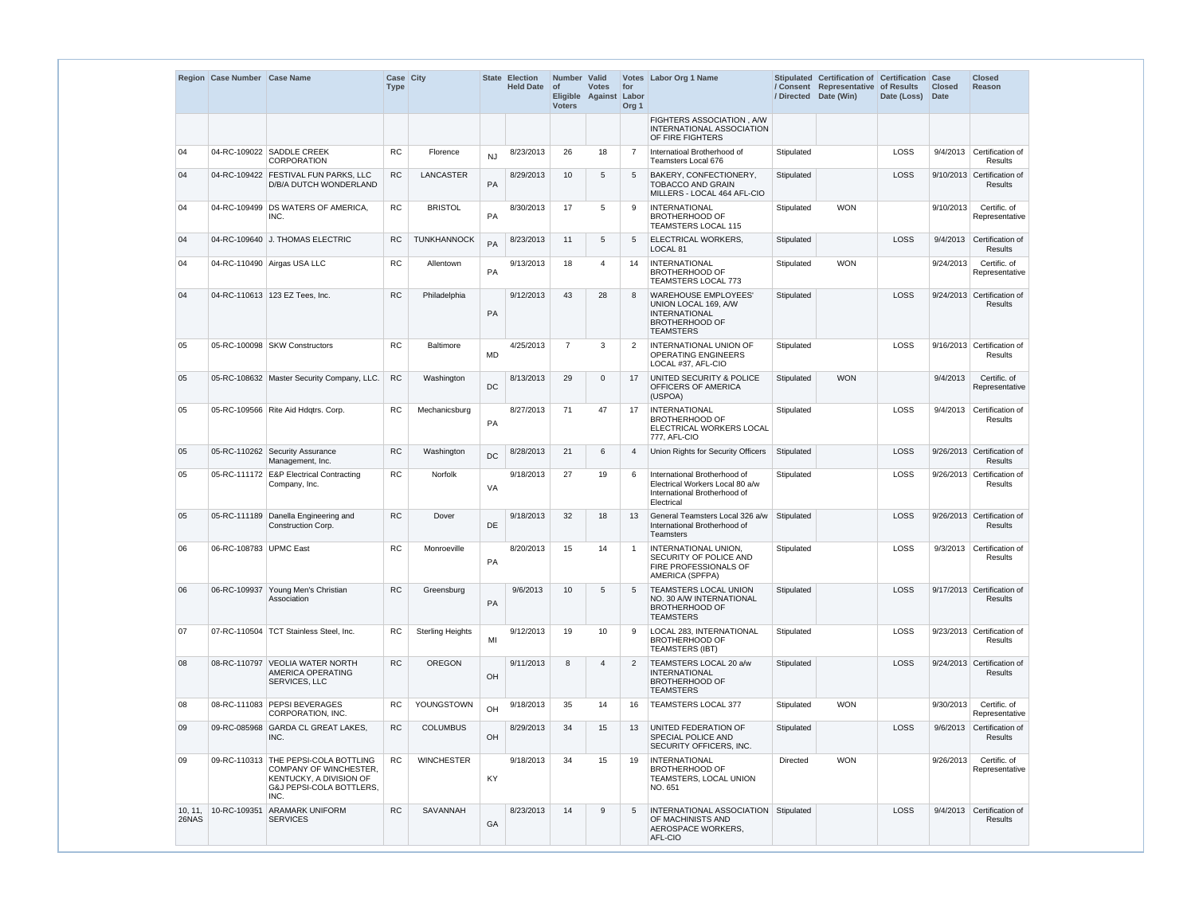| Region | Case Number | Case Name | Case Type | City | State | Election Held Date | Number of Eligible Voters | Valid Votes Against | Votes for Labor Org 1 | Labor Org 1 Name | Stipulated / Consent / Directed | Certification of Representative Date (Win) | Certification of Results Date (Loss) | Case Closed Date | Closed Reason |
|---|---|---|---|---|---|---|---|---|---|---|---|---|---|---|---|
| | | | | | | | | | | FIGHTERS ASSOCIATION , A/W INTERNATIONAL ASSOCIATION OF FIRE FIGHTERS | | | | | |
| 04 | 04-RC-109022 | SADDLE CREEK CORPORATION | RC | Florence | NJ | 8/23/2013 | 26 | 18 | 7 | Internatioal Brotherhood of Teamsters Local 676 | Stipulated | | LOSS | 9/4/2013 | Certification of Results |
| 04 | 04-RC-109422 | FESTIVAL FUN PARKS, LLC D/B/A DUTCH WONDERLAND | RC | LANCASTER | PA | 8/29/2013 | 10 | 5 | 5 | BAKERY, CONFECTIONERY, TOBACCO AND GRAIN MILLERS - LOCAL 464 AFL-CIO | Stipulated | | LOSS | 9/10/2013 | Certification of Results |
| 04 | 04-RC-109499 | DS WATERS OF AMERICA, INC. | RC | BRISTOL | PA | 8/30/2013 | 17 | 5 | 9 | INTERNATIONAL BROTHERHOOD OF TEAMSTERS LOCAL 115 | Stipulated | WON | | 9/10/2013 | Certific. of Representative |
| 04 | 04-RC-109640 | J. THOMAS ELECTRIC | RC | TUNKHANNOCK | PA | 8/23/2013 | 11 | 5 | 5 | ELECTRICAL WORKERS, LOCAL 81 | Stipulated | | LOSS | 9/4/2013 | Certification of Results |
| 04 | 04-RC-110490 | Airgas USA LLC | RC | Allentown | PA | 9/13/2013 | 18 | 4 | 14 | INTERNATIONAL BROTHERHOOD OF TEAMSTERS LOCAL 773 | Stipulated | WON | | 9/24/2013 | Certific. of Representative |
| 04 | 04-RC-110613 | 123 EZ Tees, Inc. | RC | Philadelphia | PA | 9/12/2013 | 43 | 28 | 8 | WAREHOUSE EMPLOYEES' UNION LOCAL 169, A/W INTERNATIONAL BROTHERHOOD OF TEAMSTERS | Stipulated | | LOSS | 9/24/2013 | Certification of Results |
| 05 | 05-RC-100098 | SKW Constructors | RC | Baltimore | MD | 4/25/2013 | 7 | 3 | 2 | INTERNATIONAL UNION OF OPERATING ENGINEERS LOCAL #37, AFL-CIO | Stipulated | | LOSS | 9/16/2013 | Certification of Results |
| 05 | 05-RC-108632 | Master Security Company, LLC. | RC | Washington | DC | 8/13/2013 | 29 | 0 | 17 | UNITED SECURITY & POLICE OFFICERS OF AMERICA (USPOA) | Stipulated | WON | | 9/4/2013 | Certific. of Representative |
| 05 | 05-RC-109566 | Rite Aid Hdqtrs. Corp. | RC | Mechanicsburg | PA | 8/27/2013 | 71 | 47 | 17 | INTERNATIONAL BROTHERHOOD OF ELECTRICAL WORKERS LOCAL 777, AFL-CIO | Stipulated | | LOSS | 9/4/2013 | Certification of Results |
| 05 | 05-RC-110262 | Security Assurance Management, Inc. | RC | Washington | DC | 8/28/2013 | 21 | 6 | 4 | Union Rights for Security Officers | Stipulated | | LOSS | 9/26/2013 | Certification of Results |
| 05 | 05-RC-111172 | E&P Electrical Contracting Company, Inc. | RC | Norfolk | VA | 9/18/2013 | 27 | 19 | 6 | International Brotherhood of Electrical Workers Local 80 a/w International Brotherhood of Electrical | Stipulated | | LOSS | 9/26/2013 | Certification of Results |
| 05 | 05-RC-111189 | Danella Engineering and Construction Corp. | RC | Dover | DE | 9/18/2013 | 32 | 18 | 13 | General Teamsters Local 326 a/w International Brotherhood of Teamsters | Stipulated | | LOSS | 9/26/2013 | Certification of Results |
| 06 | 06-RC-108783 | UPMC East | RC | Monroeville | PA | 8/20/2013 | 15 | 14 | 1 | INTERNATIONAL UNION, SECURITY OF POLICE AND FIRE PROFESSIONALS OF AMERICA (SPFPA) | Stipulated | | LOSS | 9/3/2013 | Certification of Results |
| 06 | 06-RC-109937 | Young Men's Christian Association | RC | Greensburg | PA | 9/6/2013 | 10 | 5 | 5 | TEAMSTERS LOCAL UNION NO. 30 A/W INTERNATIONAL BROTHERHOOD OF TEAMSTERS | Stipulated | | LOSS | 9/17/2013 | Certification of Results |
| 07 | 07-RC-110504 | TCT Stainless Steel, Inc. | RC | Sterling Heights | MI | 9/12/2013 | 19 | 10 | 9 | LOCAL 283, INTERNATIONAL BROTHERHOOD OF TEAMSTERS (IBT) | Stipulated | | LOSS | 9/23/2013 | Certification of Results |
| 08 | 08-RC-110797 | VEOLIA WATER NORTH AMERICA OPERATING SERVICES, LLC | RC | OREGON | OH | 9/11/2013 | 8 | 4 | 2 | TEAMSTERS LOCAL 20 a/w INTERNATIONAL BROTHERHOOD OF TEAMSTERS | Stipulated | | LOSS | 9/24/2013 | Certification of Results |
| 08 | 08-RC-111083 | PEPSI BEVERAGES CORPORATION, INC. | RC | YOUNGSTOWN | OH | 9/18/2013 | 35 | 14 | 16 | TEAMSTERS LOCAL 377 | Stipulated | WON | | 9/30/2013 | Certific. of Representative |
| 09 | 09-RC-085968 | GARDA CL GREAT LAKES, INC. | RC | COLUMBUS | OH | 8/29/2013 | 34 | 15 | 13 | UNITED FEDERATION OF SPECIAL POLICE AND SECURITY OFFICERS, INC. | Stipulated | | LOSS | 9/6/2013 | Certification of Results |
| 09 | 09-RC-110313 | THE PEPSI-COLA BOTTLING COMPANY OF WINCHESTER, KENTUCKY, A DIVISION OF G&J PEPSI-COLA BOTTLERS, INC. | RC | WINCHESTER | KY | 9/18/2013 | 34 | 15 | 19 | INTERNATIONAL BROTHERHOOD OF TEAMSTERS, LOCAL UNION NO. 651 | Directed | WON | | 9/26/2013 | Certific. of Representative |
| 10, 11, 26NAS | 10-RC-109351 | ARAMARK UNIFORM SERVICES | RC | SAVANNAH | GA | 8/23/2013 | 14 | 9 | 5 | INTERNATIONAL ASSOCIATION OF MACHINISTS AND AEROSPACE WORKERS, AFL-CIO | Stipulated | | LOSS | 9/4/2013 | Certification of Results |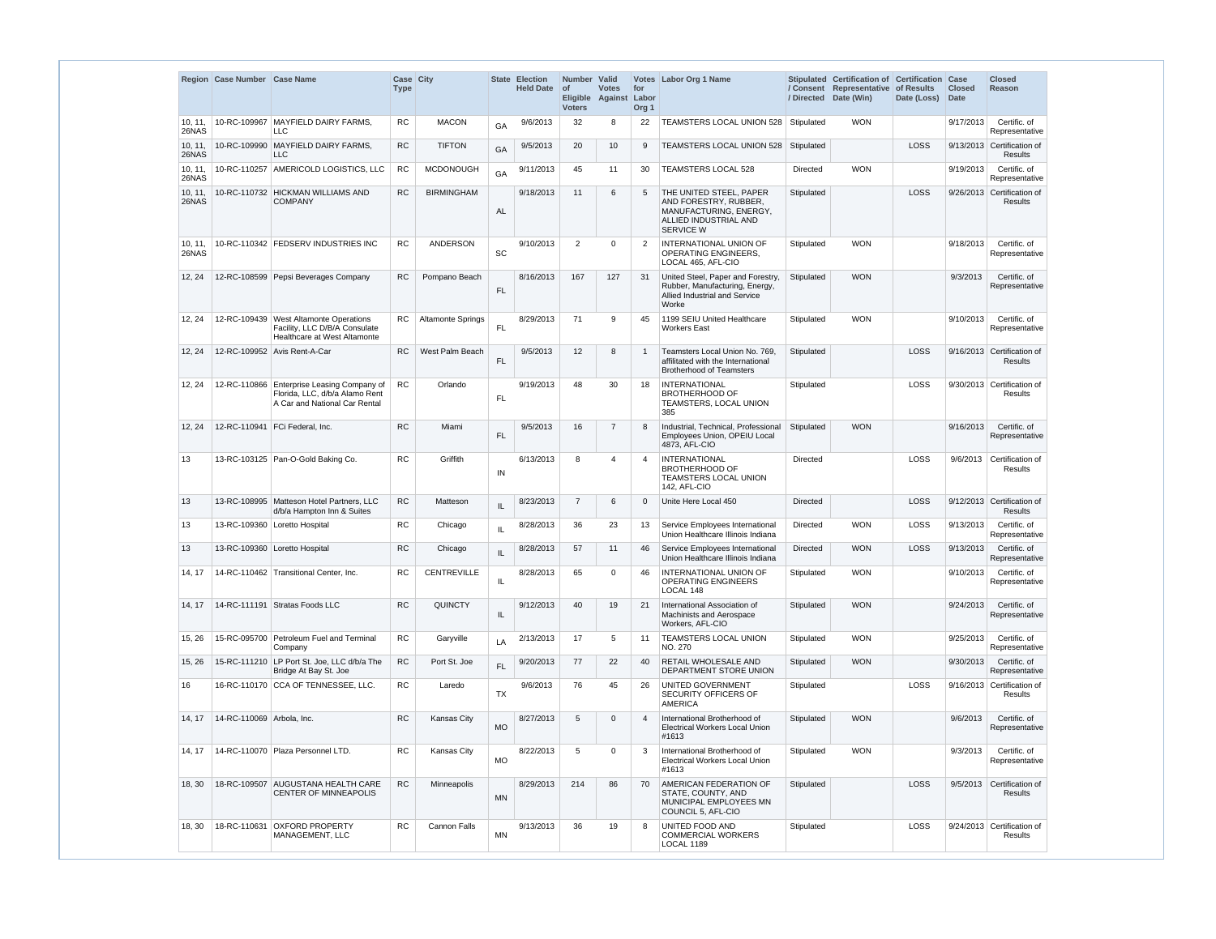| Region | Case Number | Case Name | Case Type | City | State | Election Held Date | Number of Eligible Voters | Valid Votes Against | Votes for Labor Org 1 | Labor Org 1 Name | Stipulated / Consent / Directed | Certification of Representative Date (Win) | Certification of Results Date (Loss) | Case Closed Date | Closed Reason |
|---|---|---|---|---|---|---|---|---|---|---|---|---|---|---|---|
| 10, 11, 26NAS | 10-RC-109967 | MAYFIELD DAIRY FARMS, LLC | RC | MACON | GA | 9/6/2013 | 32 | 8 | 22 | TEAMSTERS LOCAL UNION 528 | Stipulated | WON | | 9/17/2013 | Certific. of Representative |
| 10, 11, 26NAS | 10-RC-109990 | MAYFIELD DAIRY FARMS, LLC | RC | TIFTON | GA | 9/5/2013 | 20 | 10 | 9 | TEAMSTERS LOCAL UNION 528 | Stipulated | | LOSS | 9/13/2013 | Certification of Results |
| 10, 11, 26NAS | 10-RC-110257 | AMERICOLD LOGISTICS, LLC | RC | MCDONOUGH | GA | 9/11/2013 | 45 | 11 | 30 | TEAMSTERS LOCAL 528 | Directed | WON | | 9/19/2013 | Certific. of Representative |
| 10, 11, 26NAS | 10-RC-110732 | HICKMAN WILLIAMS AND COMPANY | RC | BIRMINGHAM | AL | 9/18/2013 | 11 | 6 | 5 | THE UNITED STEEL, PAPER AND FORESTRY, RUBBER, MANUFACTURING, ENERGY, ALLIED INDUSTRIAL AND SERVICE W | Stipulated | | LOSS | 9/26/2013 | Certification of Results |
| 10, 11, 26NAS | 10-RC-110342 | FEDSERV INDUSTRIES INC | RC | ANDERSON | SC | 9/10/2013 | 2 | 0 | 2 | INTERNATIONAL UNION OF OPERATING ENGINEERS, LOCAL 465, AFL-CIO | Stipulated | WON | | 9/18/2013 | Certific. of Representative |
| 12, 24 | 12-RC-108599 | Pepsi Beverages Company | RC | Pompano Beach | FL | 8/16/2013 | 167 | 127 | 31 | United Steel, Paper and Forestry, Rubber, Manufacturing, Energy, Allied Industrial and Service Worke | Stipulated | WON | | 9/3/2013 | Certific. of Representative |
| 12, 24 | 12-RC-109439 | West Altamonte Operations Facility, LLC D/B/A Consulate Healthcare at West Altamonte | RC | Altamonte Springs | FL | 8/29/2013 | 71 | 9 | 45 | 1199 SEIU United Healthcare Workers East | Stipulated | WON | | 9/10/2013 | Certific. of Representative |
| 12, 24 | 12-RC-109952 | Avis Rent-A-Car | RC | West Palm Beach | FL | 9/5/2013 | 12 | 8 | 1 | Teamsters Local Union No. 769, affilitated with the International Brotherhood of Teamsters | Stipulated | | LOSS | 9/16/2013 | Certification of Results |
| 12, 24 | 12-RC-110866 | Enterprise Leasing Company of Florida, LLC, d/b/a Alamo Rent A Car and National Car Rental | RC | Orlando | FL | 9/19/2013 | 48 | 30 | 18 | INTERNATIONAL BROTHERHOOD OF TEAMSTERS, LOCAL UNION 385 | Stipulated | | LOSS | 9/30/2013 | Certification of Results |
| 12, 24 | 12-RC-110941 | FCi Federal, Inc. | RC | Miami | FL | 9/5/2013 | 16 | 7 | 8 | Industrial, Technical, Professional Employees Union, OPEIU Local 4873, AFL-CIO | Stipulated | WON | | 9/16/2013 | Certific. of Representative |
| 13 | 13-RC-103125 | Pan-O-Gold Baking Co. | RC | Griffith | IN | 6/13/2013 | 8 | 4 | 4 | INTERNATIONAL BROTHERHOOD OF TEAMSTERS LOCAL UNION 142, AFL-CIO | Directed | | LOSS | 9/6/2013 | Certification of Results |
| 13 | 13-RC-108995 | Matteson Hotel Partners, LLC d/b/a Hampton Inn & Suites | RC | Matteson | IL | 8/23/2013 | 7 | 6 | 0 | Unite Here Local 450 | Directed | | LOSS | 9/12/2013 | Certification of Results |
| 13 | 13-RC-109360 | Loretto Hospital | RC | Chicago | IL | 8/28/2013 | 36 | 23 | 13 | Service Employees International Union Healthcare Illinois Indiana | Directed | WON | LOSS | 9/13/2013 | Certific. of Representative |
| 13 | 13-RC-109360 | Loretto Hospital | RC | Chicago | IL | 8/28/2013 | 57 | 11 | 46 | Service Employees International Union Healthcare Illinois Indiana | Directed | WON | LOSS | 9/13/2013 | Certific. of Representative |
| 14, 17 | 14-RC-110462 | Transitional Center, Inc. | RC | CENTREVILLE | IL | 8/28/2013 | 65 | 0 | 46 | INTERNATIONAL UNION OF OPERATING ENGINEERS LOCAL 148 | Stipulated | WON | | 9/10/2013 | Certific. of Representative |
| 14, 17 | 14-RC-111191 | Stratas Foods LLC | RC | QUINCTY | IL | 9/12/2013 | 40 | 19 | 21 | International Association of Machinists and Aerospace Workers, AFL-CIO | Stipulated | WON | | 9/24/2013 | Certific. of Representative |
| 15, 26 | 15-RC-095700 | Petroleum Fuel and Terminal Company | RC | Garyville | LA | 2/13/2013 | 17 | 5 | 11 | TEAMSTERS LOCAL UNION NO. 270 | Stipulated | WON | | 9/25/2013 | Certific. of Representative |
| 15, 26 | 15-RC-111210 | LP Port St. Joe, LLC d/b/a The Bridge At Bay St. Joe | RC | Port St. Joe | FL | 9/20/2013 | 77 | 22 | 40 | RETAIL WHOLESALE AND DEPARTMENT STORE UNION | Stipulated | WON | | 9/30/2013 | Certific. of Representative |
| 16 | 16-RC-110170 | CCA OF TENNESSEE, LLC. | RC | Laredo | TX | 9/6/2013 | 76 | 45 | 26 | UNITED GOVERNMENT SECURITY OFFICERS OF AMERICA | Stipulated | | LOSS | 9/16/2013 | Certification of Results |
| 14, 17 | 14-RC-110069 | Arbola, Inc. | RC | Kansas City | MO | 8/27/2013 | 5 | 0 | 4 | International Brotherhood of Electrical Workers Local Union #1613 | Stipulated | WON | | 9/6/2013 | Certific. of Representative |
| 14, 17 | 14-RC-110070 | Plaza Personnel LTD. | RC | Kansas City | MO | 8/22/2013 | 5 | 0 | 3 | International Brotherhood of Electrical Workers Local Union #1613 | Stipulated | WON | | 9/3/2013 | Certific. of Representative |
| 18, 30 | 18-RC-109507 | AUGUSTANA HEALTH CARE CENTER OF MINNEAPOLIS | RC | Minneapolis | MN | 8/29/2013 | 214 | 86 | 70 | AMERICAN FEDERATION OF STATE, COUNTY, AND MUNICIPAL EMPLOYEES MN COUNCIL 5, AFL-CIO | Stipulated | | LOSS | 9/5/2013 | Certification of Results |
| 18, 30 | 18-RC-110631 | OXFORD PROPERTY MANAGEMENT, LLC | RC | Cannon Falls | MN | 9/13/2013 | 36 | 19 | 8 | UNITED FOOD AND COMMERCIAL WORKERS LOCAL 1189 | Stipulated | | LOSS | 9/24/2013 | Certification of Results |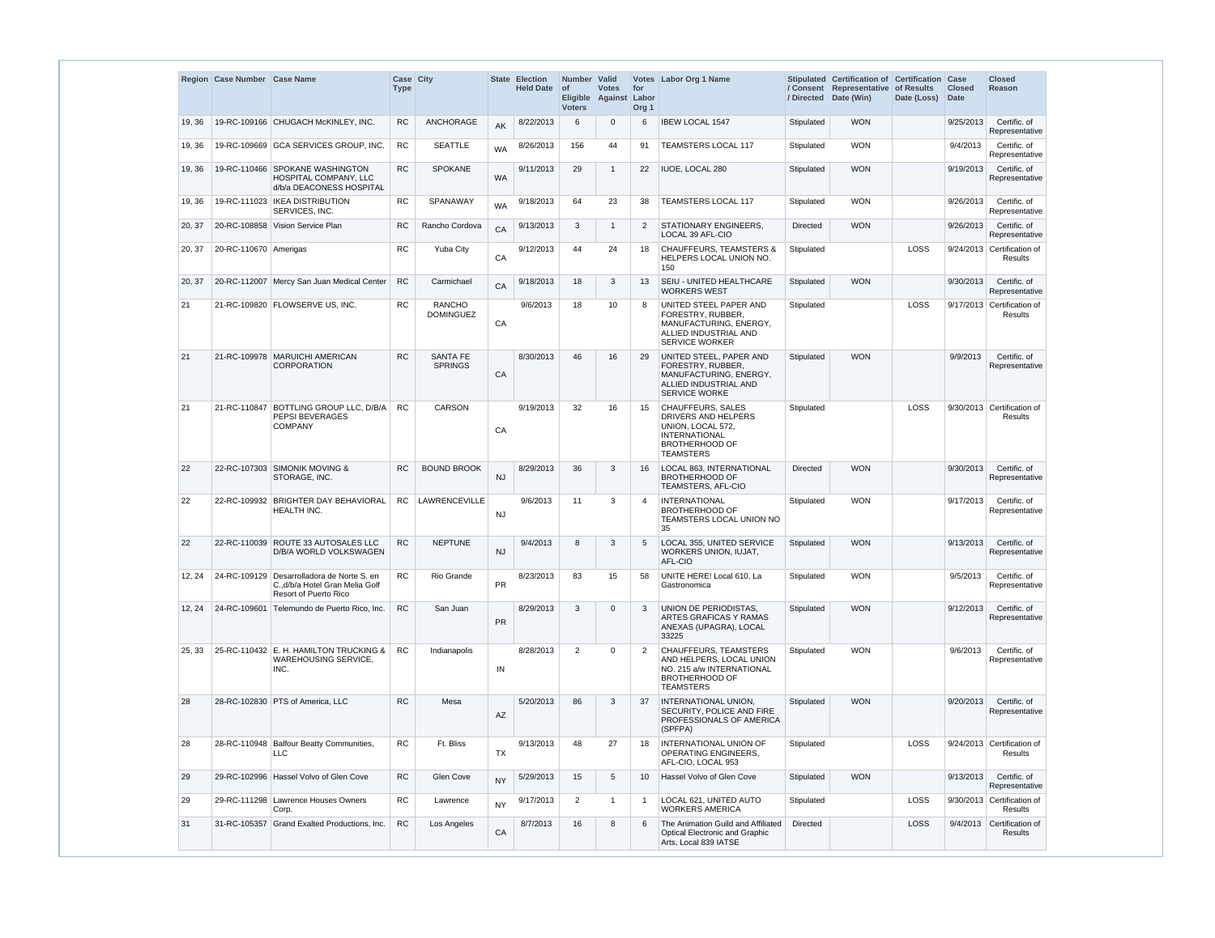| Region | Case Number | Case Name | Case Type | City | State | Election Held Date | Number of Eligible Voters | Valid Votes Against | Votes for Labor Org 1 | Labor Org 1 Name | Stipulated / Consent / Directed | Certification of Representative Date (Win) | Certification of Results Date (Loss) | Case Closed Date | Closed Reason |
|---|---|---|---|---|---|---|---|---|---|---|---|---|---|---|---|
| 19, 36 | 19-RC-109166 | CHUGACH McKINLEY, INC. | RC | ANCHORAGE | AK | 8/22/2013 | 6 | 0 | 6 | IBEW LOCAL 1547 | Stipulated | WON | | 9/25/2013 | Certific. of Representative |
| 19, 36 | 19-RC-109669 | GCA SERVICES GROUP, INC. | RC | SEATTLE | WA | 8/26/2013 | 156 | 44 | 91 | TEAMSTERS LOCAL 117 | Stipulated | WON | | 9/4/2013 | Certific. of Representative |
| 19, 36 | 19-RC-110466 | SPOKANE WASHINGTON HOSPITAL COMPANY, LLC d/b/a DEACONESS HOSPITAL | RC | SPOKANE | WA | 9/11/2013 | 29 | 1 | 22 | IUOE, LOCAL 280 | Stipulated | WON | | 9/19/2013 | Certific. of Representative |
| 19, 36 | 19-RC-111023 | IKEA DISTRIBUTION SERVICES, INC. | RC | SPANAWAY | WA | 9/18/2013 | 64 | 23 | 38 | TEAMSTERS LOCAL 117 | Stipulated | WON | | 9/26/2013 | Certific. of Representative |
| 20, 37 | 20-RC-108858 | Vision Service Plan | RC | Rancho Cordova | CA | 9/13/2013 | 3 | 1 | 2 | STATIONARY ENGINEERS, LOCAL 39 AFL-CIO | Directed | WON | | 9/26/2013 | Certific. of Representative |
| 20, 37 | 20-RC-110670 | Amerigas | RC | Yuba City | CA | 9/12/2013 | 44 | 24 | 18 | CHAUFFEURS, TEAMSTERS & HELPERS LOCAL UNION NO. 150 | Stipulated | | LOSS | 9/24/2013 | Certification of Results |
| 20, 37 | 20-RC-112007 | Mercy San Juan Medical Center | RC | Carmichael | CA | 9/18/2013 | 18 | 3 | 13 | SEIU - UNITED HEALTHCARE WORKERS WEST | Stipulated | WON | | 9/30/2013 | Certific. of Representative |
| 21 | 21-RC-109820 | FLOWSERVE US, INC. | RC | RANCHO DOMINGUEZ | CA | 9/6/2013 | 18 | 10 | 8 | UNITED STEEL PAPER AND FORESTRY, RUBBER, MANUFACTURING, ENERGY, ALLIED INDUSTRIAL AND SERVICE WORKER | Stipulated | | LOSS | 9/17/2013 | Certification of Results |
| 21 | 21-RC-109978 | MARUICHI AMERICAN CORPORATION | RC | SANTA FE SPRINGS | CA | 8/30/2013 | 46 | 16 | 29 | UNITED STEEL, PAPER AND FORESTRY, RUBBER, MANUFACTURING, ENERGY, ALLIED INDUSTRIAL AND SERVICE WORKE | Stipulated | WON | | 9/9/2013 | Certific. of Representative |
| 21 | 21-RC-110847 | BOTTLING GROUP LLC, D/B/A PEPSI BEVERAGES COMPANY | RC | CARSON | CA | 9/19/2013 | 32 | 16 | 15 | CHAUFFEURS, SALES DRIVERS AND HELPERS UNION, LOCAL 572, INTERNATIONAL BROTHERHOOD OF TEAMSTERS | Stipulated | | LOSS | 9/30/2013 | Certification of Results |
| 22 | 22-RC-107303 | SIMONIK MOVING & STORAGE, INC. | RC | BOUND BROOK | NJ | 8/29/2013 | 36 | 3 | 16 | LOCAL 863, INTERNATIONAL BROTHERHOOD OF TEAMSTERS, AFL-CIO | Directed | WON | | 9/30/2013 | Certific. of Representative |
| 22 | 22-RC-109932 | BRIGHTER DAY BEHAVIORAL HEALTH INC. | RC | LAWRENCEVILLE | NJ | 9/6/2013 | 11 | 3 | 4 | INTERNATIONAL BROTHERHOOD OF TEAMSTERS LOCAL UNION NO 35 | Stipulated | WON | | 9/17/2013 | Certific. of Representative |
| 22 | 22-RC-110039 | ROUTE 33 AUTOSALES LLC D/B/A WORLD VOLKSWAGEN | RC | NEPTUNE | NJ | 9/4/2013 | 8 | 3 | 5 | LOCAL 355, UNITED SERVICE WORKERS UNION, IUJAT, AFL-CIO | Stipulated | WON | | 9/13/2013 | Certific. of Representative |
| 12, 24 | 24-RC-109129 | Desarrolladora de Norte S. en C.,d/b/a Hotel Gran Melia Golf Resort of Puerto Rico | RC | Rio Grande | PR | 8/23/2013 | 83 | 15 | 58 | UNITE HERE! Local 610, La Gastronomica | Stipulated | WON | | 9/5/2013 | Certific. of Representative |
| 12, 24 | 24-RC-109601 | Telemundo de Puerto Rico, Inc. | RC | San Juan | PR | 8/29/2013 | 3 | 0 | 3 | UNION DE PERIODISTAS, ARTES GRAFICAS Y RAMAS ANEXAS (UPAGRA), LOCAL 33225 | Stipulated | WON | | 9/12/2013 | Certific. of Representative |
| 25, 33 | 25-RC-110432 | E. H. HAMILTON TRUCKING & WAREHOUSING SERVICE, INC. | RC | Indianapolis | IN | 8/28/2013 | 2 | 0 | 2 | CHAUFFEURS, TEAMSTERS AND HELPERS, LOCAL UNION NO. 215 a/w INTERNATIONAL BROTHERHOOD OF TEAMSTERS | Stipulated | WON | | 9/6/2013 | Certific. of Representative |
| 28 | 28-RC-102830 | PTS of America, LLC | RC | Mesa | AZ | 5/20/2013 | 86 | 3 | 37 | INTERNATIONAL UNION, SECURITY, POLICE AND FIRE PROFESSIONALS OF AMERICA (SPFPA) | Stipulated | WON | | 9/20/2013 | Certific. of Representative |
| 28 | 28-RC-110948 | Balfour Beatty Communities, LLC | RC | Ft. Bliss | TX | 9/13/2013 | 48 | 27 | 18 | INTERNATIONAL UNION OF OPERATING ENGINEERS, AFL-CIO, LOCAL 953 | Stipulated | | LOSS | 9/24/2013 | Certification of Results |
| 29 | 29-RC-102996 | Hassel Volvo of Glen Cove | RC | Glen Cove | NY | 5/29/2013 | 15 | 5 | 10 | Hassel Volvo of Glen Cove | Stipulated | WON | | 9/13/2013 | Certific. of Representative |
| 29 | 29-RC-111298 | Lawrence Houses Owners Corp. | RC | Lawrence | NY | 9/17/2013 | 2 | 1 | 1 | LOCAL 621, UNITED AUTO WORKERS AMERICA | Stipulated | | LOSS | 9/30/2013 | Certification of Results |
| 31 | 31-RC-105357 | Grand Exalted Productions, Inc. | RC | Los Angeles | CA | 8/7/2013 | 16 | 8 | 6 | The Animation Guild and Affiliated Optical Electronic and Graphic Arts, Local 839 IATSE | Directed | | LOSS | 9/4/2013 | Certification of Results |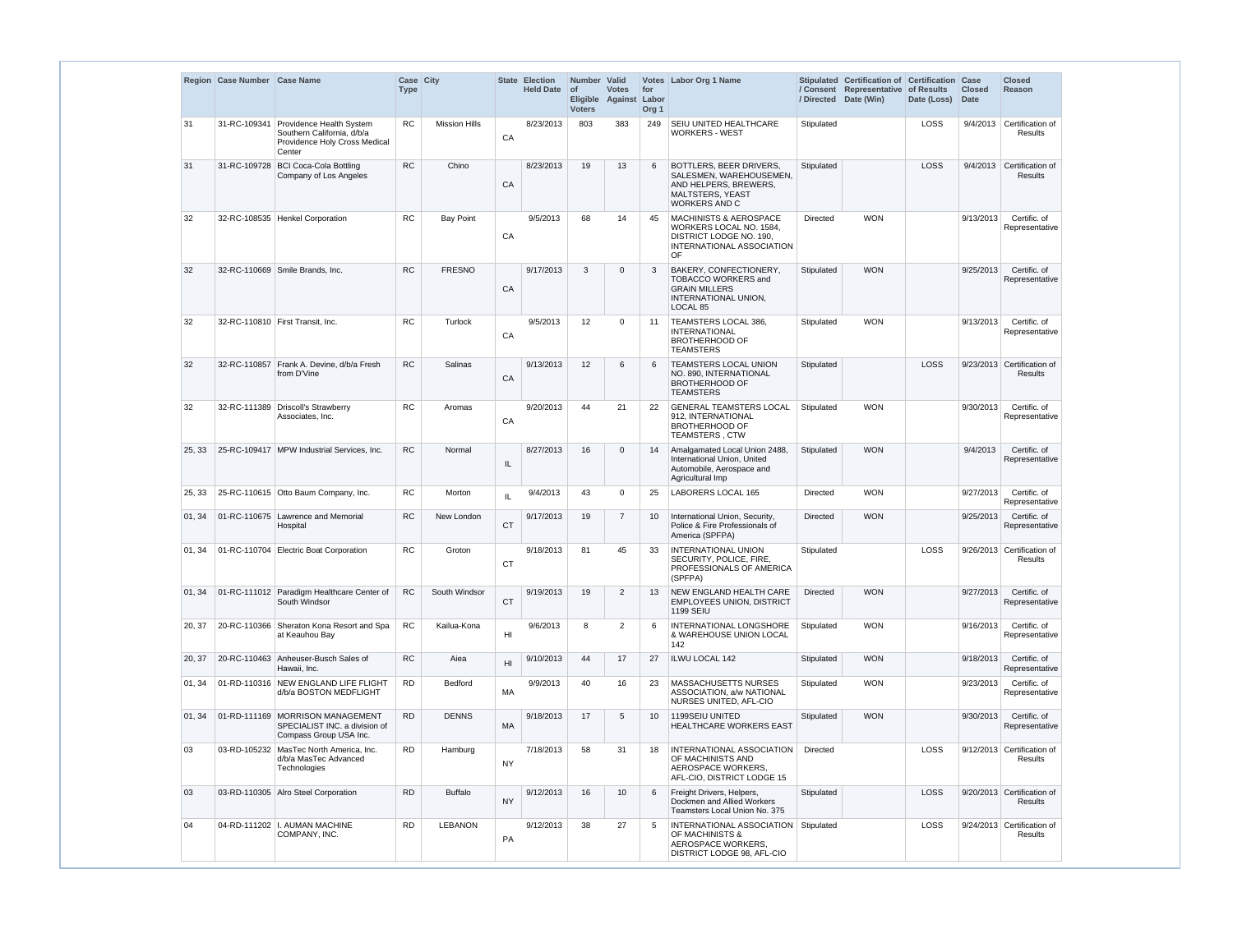| Region | Case Number | Case Name | Case Type | City | State | Election Held Date | Number of Eligible Voters | Valid Votes Against | Votes for Labor Org 1 | Labor Org 1 Name | Stipulated / Consent / Directed | Certification of Representative Date (Win) | Certification of Results Date (Loss) | Case Closed Date | Closed Reason |
|---|---|---|---|---|---|---|---|---|---|---|---|---|---|---|---|
| 31 | 31-RC-109341 | Providence Health System Southern California, d/b/a Providence Holy Cross Medical Center | RC | Mission Hills | CA | 8/23/2013 | 803 | 383 | 249 | SEIU UNITED HEALTHCARE WORKERS - WEST | Stipulated | | LOSS | 9/4/2013 | Certification of Results |
| 31 | 31-RC-109728 | BCI Coca-Cola Bottling Company of Los Angeles | RC | Chino | CA | 8/23/2013 | 19 | 13 | 6 | BOTTLERS, BEER DRIVERS, SALESMEN, WAREHOUSEMEN, AND HELPERS, BREWERS, MALTSTERS, YEAST WORKERS AND C | Stipulated | | LOSS | 9/4/2013 | Certification of Results |
| 32 | 32-RC-108535 | Henkel Corporation | RC | Bay Point | CA | 9/5/2013 | 68 | 14 | 45 | MACHINISTS & AEROSPACE WORKERS LOCAL NO. 1584, DISTRICT LODGE NO. 190, INTERNATIONAL ASSOCIATION OF | Directed | WON | | 9/13/2013 | Certific. of Representative |
| 32 | 32-RC-110669 | Smile Brands, Inc. | RC | FRESNO | CA | 9/17/2013 | 3 | 0 | 3 | BAKERY, CONFECTIONERY, TOBACCO WORKERS and GRAIN MILLERS INTERNATIONAL UNION, LOCAL 85 | Stipulated | WON | | 9/25/2013 | Certific. of Representative |
| 32 | 32-RC-110810 | First Transit, Inc. | RC | Turlock | CA | 9/5/2013 | 12 | 0 | 11 | TEAMSTERS LOCAL 386, INTERNATIONAL BROTHERHOOD OF TEAMSTERS | Stipulated | WON | | 9/13/2013 | Certific. of Representative |
| 32 | 32-RC-110857 | Frank A. Devine, d/b/a Fresh from D'Vine | RC | Salinas | CA | 9/13/2013 | 12 | 6 | 6 | TEAMSTERS LOCAL UNION NO. 890, INTERNATIONAL BROTHERHOOD OF TEAMSTERS | Stipulated | | LOSS | 9/23/2013 | Certification of Results |
| 32 | 32-RC-111389 | Driscoll's Strawberry Associates, Inc. | RC | Aromas | CA | 9/20/2013 | 44 | 21 | 22 | GENERAL TEAMSTERS LOCAL 912, INTERNATIONAL BROTHERHOOD OF TEAMSTERS , CTW | Stipulated | WON | | 9/30/2013 | Certific. of Representative |
| 25, 33 | 25-RC-109417 | MPW Industrial Services, Inc. | RC | Normal | IL | 8/27/2013 | 16 | 0 | 14 | Amalgamated Local Union 2488, International Union, United Automobile, Aerospace and Agricultural Imp | Stipulated | WON | | 9/4/2013 | Certific. of Representative |
| 25, 33 | 25-RC-110615 | Otto Baum Company, Inc. | RC | Morton | IL | 9/4/2013 | 43 | 0 | 25 | LABORERS LOCAL 165 | Directed | WON | | 9/27/2013 | Certific. of Representative |
| 01, 34 | 01-RC-110675 | Lawrence and Memorial Hospital | RC | New London | CT | 9/17/2013 | 19 | 7 | 10 | International Union, Security, Police & Fire Professionals of America (SPFPA) | Directed | WON | | 9/25/2013 | Certific. of Representative |
| 01, 34 | 01-RC-110704 | Electric Boat Corporation | RC | Groton | CT | 9/18/2013 | 81 | 45 | 33 | INTERNATIONAL UNION SECURITY, POLICE, FIRE, PROFESSIONALS OF AMERICA (SPFPA) | Stipulated | | LOSS | 9/26/2013 | Certification of Results |
| 01, 34 | 01-RC-111012 | Paradigm Healthcare Center of South Windsor | RC | South Windsor | CT | 9/19/2013 | 19 | 2 | 13 | NEW ENGLAND HEALTH CARE EMPLOYEES UNION, DISTRICT 1199 SEIU | Directed | WON | | 9/27/2013 | Certific. of Representative |
| 20, 37 | 20-RC-110366 | Sheraton Kona Resort and Spa at Keauhou Bay | RC | Kailua-Kona | HI | 9/6/2013 | 8 | 2 | 6 | INTERNATIONAL LONGSHORE & WAREHOUSE UNION LOCAL 142 | Stipulated | WON | | 9/16/2013 | Certific. of Representative |
| 20, 37 | 20-RC-110463 | Anheuser-Busch Sales of Hawaii, Inc. | RC | Aiea | HI | 9/10/2013 | 44 | 17 | 27 | ILWU LOCAL 142 | Stipulated | WON | | 9/18/2013 | Certific. of Representative |
| 01, 34 | 01-RD-110316 | NEW ENGLAND LIFE FLIGHT d/b/a BOSTON MEDFLIGHT | RD | Bedford | MA | 9/9/2013 | 40 | 16 | 23 | MASSACHUSETTS NURSES ASSOCIATION, a/w NATIONAL NURSES UNITED, AFL-CIO | Stipulated | WON | | 9/23/2013 | Certific. of Representative |
| 01, 34 | 01-RD-111169 | MORRISON MANAGEMENT SPECIALIST INC. a division of Compass Group USA Inc. | RD | DENNS | MA | 9/18/2013 | 17 | 5 | 10 | 1199SEIU UNITED HEALTHCARE WORKERS EAST | Stipulated | WON | | 9/30/2013 | Certific. of Representative |
| 03 | 03-RD-105232 | MasTec North America, Inc. d/b/a MasTec Advanced Technologies | RD | Hamburg | NY | 7/18/2013 | 58 | 31 | 18 | INTERNATIONAL ASSOCIATION OF MACHINISTS AND AEROSPACE WORKERS, AFL-CIO, DISTRICT LODGE 15 | Directed | | LOSS | 9/12/2013 | Certification of Results |
| 03 | 03-RD-110305 | Alro Steel Corporation | RD | Buffalo | NY | 9/12/2013 | 16 | 10 | 6 | Freight Drivers, Helpers, Dockmen and Allied Workers Teamsters Local Union No. 375 | Stipulated | | LOSS | 9/20/2013 | Certification of Results |
| 04 | 04-RD-111202 | I. AUMAN MACHINE COMPANY, INC. | RD | LEBANON | PA | 9/12/2013 | 38 | 27 | 5 | INTERNATIONAL ASSOCIATION OF MACHINISTS & AEROSPACE WORKERS, DISTRICT LODGE 98, AFL-CIO | Stipulated | | LOSS | 9/24/2013 | Certification of Results |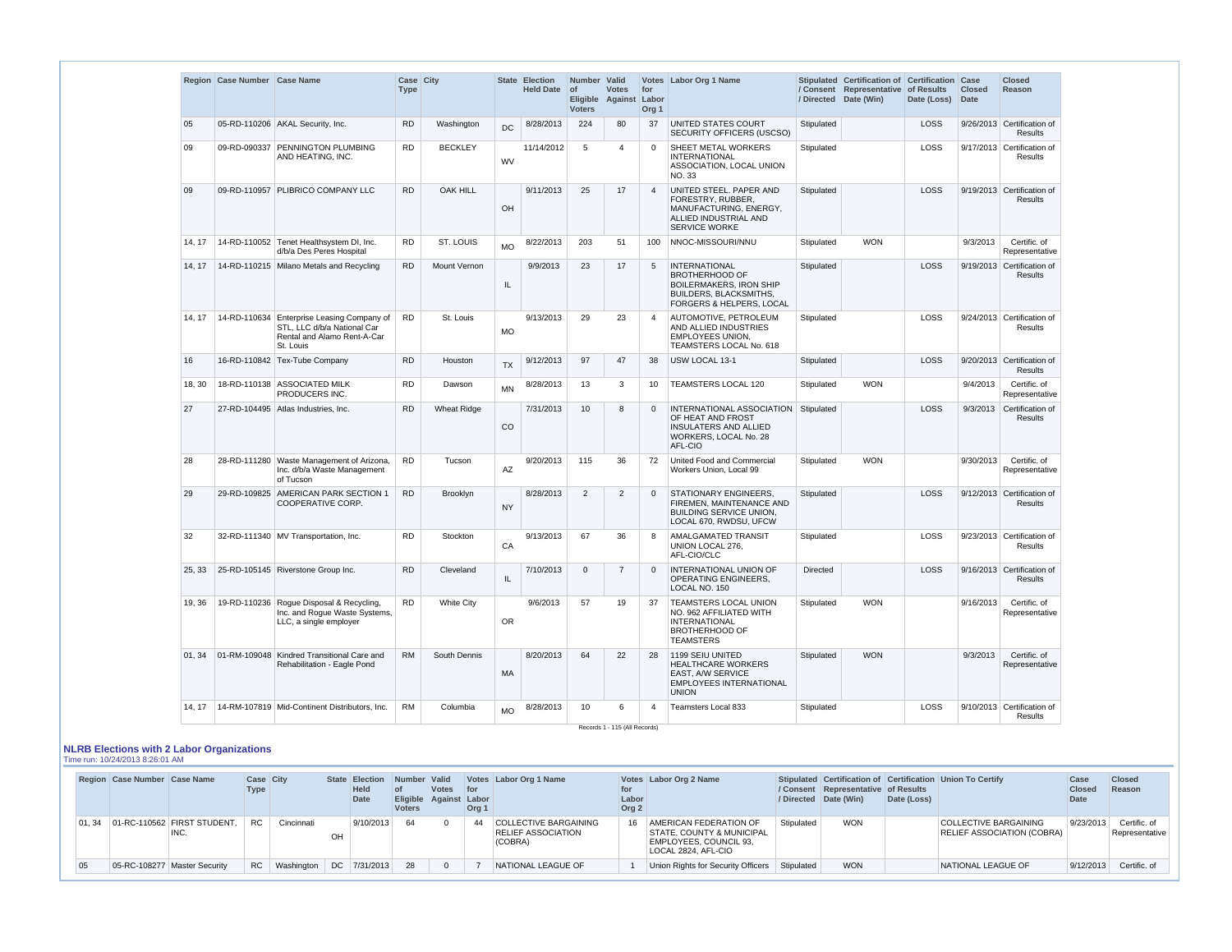| Region | Case Number | Case Name | Case Type | City | State | Election Held Date | Number of Eligible Voters | Valid Votes Against | Votes for Labor Org 1 | Labor Org 1 Name | Stipulated / Consent / Directed | Certification of Representative Date (Win) | Certification of Results Date (Loss) | Case Closed Date | Closed Reason |
|---|---|---|---|---|---|---|---|---|---|---|---|---|---|---|---|
| 05 | 05-RD-110206 | AKAL Security, Inc. | RD | Washington | DC | 8/28/2013 | 224 | 80 | 37 | UNITED STATES COURT SECURITY OFFICERS (USCSO) | Stipulated | | LOSS | 9/26/2013 | Certification of Results |
| 09 | 09-RD-090337 | PENNINGTON PLUMBING AND HEATING, INC. | RD | BECKLEY | WV | 11/14/2012 | 5 | 4 | 0 | SHEET METAL WORKERS INTERNATIONAL ASSOCIATION, LOCAL UNION NO. 33 | Stipulated | | LOSS | 9/17/2013 | Certification of Results |
| 09 | 09-RD-110957 | PLIBRICO COMPANY LLC | RD | OAK HILL | OH | 9/11/2013 | 25 | 17 | 4 | UNITED STEEL. PAPER AND FORESTRY, RUBBER, MANUFACTURING, ENERGY, ALLIED INDUSTRIAL AND SERVICE WORKE | Stipulated | | LOSS | 9/19/2013 | Certification of Results |
| 14, 17 | 14-RD-110052 | Tenet Healthsystem DI, Inc. d/b/a Des Peres Hospital | RD | ST. LOUIS | MO | 8/22/2013 | 203 | 51 | 100 | NNOC-MISSOURI/NNU | Stipulated | WON | | 9/3/2013 | Certific. of Representative |
| 14, 17 | 14-RD-110215 | Milano Metals and Recycling | RD | Mount Vernon | IL | 9/9/2013 | 23 | 17 | 5 | INTERNATIONAL BROTHERHOOD OF BOILERMAKERS, IRON SHIP BUILDERS, BLACKSMITHS, FORGERS & HELPERS, LOCAL | Stipulated | | LOSS | 9/19/2013 | Certification of Results |
| 14, 17 | 14-RD-110634 | Enterprise Leasing Company of STL, LLC d/b/a National Car Rental and Alamo Rent-A-Car St. Louis | RD | St. Louis | MO | 9/13/2013 | 29 | 23 | 4 | AUTOMOTIVE, PETROLEUM AND ALLIED INDUSTRIES EMPLOYEES UNION, TEAMSTERS LOCAL No. 618 | Stipulated | | LOSS | 9/24/2013 | Certification of Results |
| 16 | 16-RD-110842 | Tex-Tube Company | RD | Houston | TX | 9/12/2013 | 97 | 47 | 38 | USW LOCAL 13-1 | Stipulated | | LOSS | 9/20/2013 | Certification of Results |
| 18, 30 | 18-RD-110138 | ASSOCIATED MILK PRODUCERS INC. | RD | Dawson | MN | 8/28/2013 | 13 | 3 | 10 | TEAMSTERS LOCAL 120 | Stipulated | WON | | 9/4/2013 | Certific. of Representative |
| 27 | 27-RD-104495 | Atlas Industries, Inc. | RD | Wheat Ridge | CO | 7/31/2013 | 10 | 8 | 0 | INTERNATIONAL ASSOCIATION OF HEAT AND FROST INSULATERS AND ALLIED WORKERS, LOCAL No. 28 AFL-CIO | Stipulated | | LOSS | 9/3/2013 | Certification of Results |
| 28 | 28-RD-111280 | Waste Management of Arizona, Inc. d/b/a Waste Management of Tucson | RD | Tucson | AZ | 9/20/2013 | 115 | 36 | 72 | United Food and Commercial Workers Union, Local 99 | Stipulated | WON | | 9/30/2013 | Certific. of Representative |
| 29 | 29-RD-109825 | AMERICAN PARK SECTION 1 COOPERATIVE CORP. | RD | Brooklyn | NY | 8/28/2013 | 2 | 2 | 0 | STATIONARY ENGINEERS, FIREMEN, MAINTENANCE AND BUILDING SERVICE UNION, LOCAL 670, RWDSU, UFCW | Stipulated | | LOSS | 9/12/2013 | Certification of Results |
| 32 | 32-RD-111340 | MV Transportation, Inc. | RD | Stockton | CA | 9/13/2013 | 67 | 36 | 8 | AMALGAMATED TRANSIT UNION LOCAL 276, AFL-CIO/CLC | Stipulated | | LOSS | 9/23/2013 | Certification of Results |
| 25, 33 | 25-RD-105145 | Riverstone Group Inc. | RD | Cleveland | IL | 7/10/2013 | 0 | 7 | 0 | INTERNATIONAL UNION OF OPERATING ENGINEERS, LOCAL NO. 150 | Directed | | LOSS | 9/16/2013 | Certification of Results |
| 19, 36 | 19-RD-110236 | Rogue Disposal & Recycling, Inc. and Rogue Waste Systems, LLC, a single employer | RD | White City | OR | 9/6/2013 | 57 | 19 | 37 | TEAMSTERS LOCAL UNION NO. 962 AFFILIATED WITH INTERNATIONAL BROTHERHOOD OF TEAMSTERS | Stipulated | WON | | 9/16/2013 | Certific. of Representative |
| 01, 34 | 01-RM-109048 | Kindred Transitional Care and Rehabilitation - Eagle Pond | RM | South Dennis | MA | 8/20/2013 | 64 | 22 | 28 | 1199 SEIU UNITED HEALTHCARE WORKERS EAST, A/W SERVICE EMPLOYEES INTERNATIONAL UNION | Stipulated | WON | | 9/3/2013 | Certific. of Representative |
| 14, 17 | 14-RM-107819 | Mid-Continent Distributors, Inc. | RM | Columbia | MO | 8/28/2013 | 10 | 6 | 4 | Teamsters Local 833 | Stipulated | | LOSS | 9/10/2013 | Certification of Results |

Records 1 - 115 (All Records)

## NLRB Elections with 2 Labor Organizations

Time run: 10/24/2013 8:26:01 AM

| Region | Case Number | Case Name | Case Type | City | State | Election Held Date | Number of Eligible Voters | Valid Votes Against | Votes for Labor Org 1 | Labor Org 1 Name | Votes for Labor Org 2 | Labor Org 2 Name | Stipulated / Consent / Directed | Certification of Representative Date (Win) | Certification of Results Date (Loss) | Union To Certify | Case Closed Date | Closed Reason |
|---|---|---|---|---|---|---|---|---|---|---|---|---|---|---|---|---|---|---|
| 01, 34 | 01-RC-110562 | FIRST STUDENT, INC. | RC | Cincinnati | OH | 9/10/2013 | 64 | 0 | 44 | COLLECTIVE BARGAINING RELIEF ASSOCIATION (COBRA) | 16 | AMERICAN FEDERATION OF STATE, COUNTY & MUNICIPAL EMPLOYEES, COUNCIL 93, LOCAL 2824, AFL-CIO | Stipulated | WON | | COLLECTIVE BARGAINING RELIEF ASSOCIATION (COBRA) | 9/23/2013 | Certific. of Representative |
| 05 | 05-RC-108277 | Master Security | RC | Washington | DC | 7/31/2013 | 28 | 0 | 7 | NATIONAL LEAGUE OF | 1 | Union Rights for Security Officers | Stipulated | WON | | NATIONAL LEAGUE OF | 9/12/2013 | Certific. of |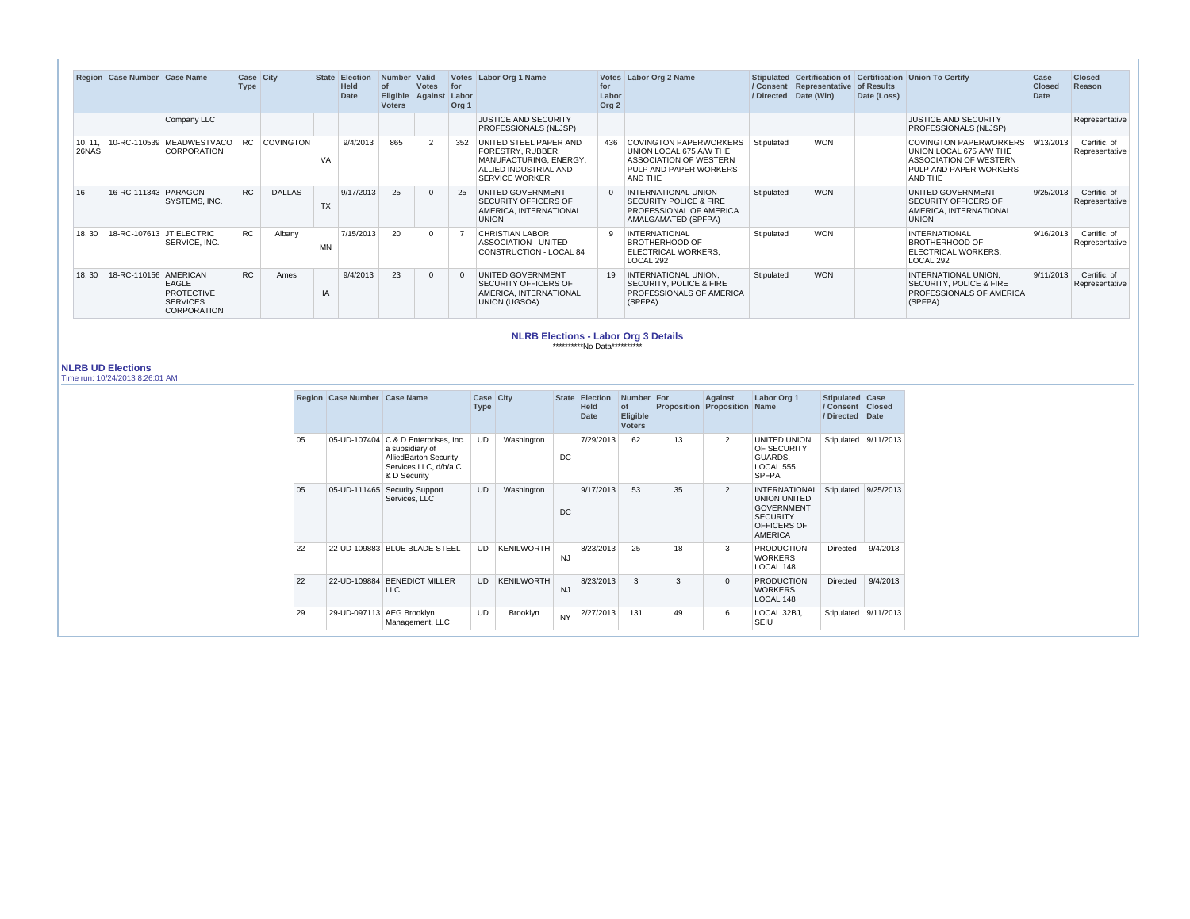| Region | Case Number | Case Name | Case Type | City | State | Election Held Date | Number of Eligible Voters | Valid Votes Against | Votes for Labor Org 1 | Labor Org 1 Name | Votes for Labor Org 2 | Labor Org 2 Name | Stipulated / Consent / Directed | Certification of Representative Date (Win) | Certification of Results Date (Loss) | Union To Certify | Case Closed Date | Closed Reason |
|---|---|---|---|---|---|---|---|---|---|---|---|---|---|---|---|---|---|---|
| | | Company LLC | | | | | | | | JUSTICE AND SECURITY PROFESSIONALS (NLJSP) | | | | | | JUSTICE AND SECURITY PROFESSIONALS (NLJSP) | | Representative |
| 10, 11, 26NAS | 10-RC-110539 | MEADWESTVACO CORPORATION | RC | COVINGTON | VA | 9/4/2013 | 865 | 2 | 352 | UNITED STEEL PAPER AND FORESTRY, RUBBER, MANUFACTURING, ENERGY, ALLIED INDUSTRIAL AND SERVICE WORKER | 436 | COVINGTON PAPERWORKERS UNION LOCAL 675 A/W THE ASSOCIATION OF WESTERN PULP AND PAPER WORKERS AND THE | Stipulated | WON | | COVINGTON PAPERWORKERS UNION LOCAL 675 A/W THE ASSOCIATION OF WESTERN PULP AND PAPER WORKERS AND THE | 9/13/2013 | Certific. of Representative |
| 16 | 16-RC-111343 | PARAGON SYSTEMS, INC. | RC | DALLAS | TX | 9/17/2013 | 25 | 0 | 25 | UNITED GOVERNMENT SECURITY OFFICERS OF AMERICA, INTERNATIONAL UNION | 0 | INTERNATIONAL UNION SECURITY POLICE & FIRE PROFESSIONAL OF AMERICA AMALGAMATED (SPFPA) | Stipulated | WON | | UNITED GOVERNMENT SECURITY OFFICERS OF AMERICA, INTERNATIONAL UNION | 9/25/2013 | Certific. of Representative |
| 18, 30 | 18-RC-107613 | JT ELECTRIC SERVICE, INC. | RC | Albany | MN | 7/15/2013 | 20 | 0 | 7 | CHRISTIAN LABOR ASSOCIATION - UNITED CONSTRUCTION - LOCAL 84 | 9 | INTERNATIONAL BROTHERHOOD OF ELECTRICAL WORKERS, LOCAL 292 | Stipulated | WON | | INTERNATIONAL BROTHERHOOD OF ELECTRICAL WORKERS, LOCAL 292 | 9/16/2013 | Certific. of Representative |
| 18, 30 | 18-RC-110156 | AMERICAN EAGLE PROTECTIVE SERVICES CORPORATION | RC | Ames | IA | 9/4/2013 | 23 | 0 | 0 | UNITED GOVERNMENT SECURITY OFFICERS OF AMERICA, INTERNATIONAL UNION (UGSOA) | 19 | INTERNATIONAL UNION, SECURITY, POLICE & FIRE PROFESSIONALS OF AMERICA (SPFPA) | Stipulated | WON | | INTERNATIONAL UNION, SECURITY, POLICE & FIRE PROFESSIONALS OF AMERICA (SPFPA) | 9/11/2013 | Certific. of Representative |

**NLRB Elections - Labor Org 3 Details**

**********No Data**********

**NLRB UD Elections**

Time run: 10/24/2013 8:26:01 AM

| Region | Case Number | Case Name | Case Type | City | State | Election Held Date | Number of Eligible Voters | For Proposition | Against Proposition | Labor Org 1 Name | Stipulated / Consent / Directed | Case Closed Date |
|---|---|---|---|---|---|---|---|---|---|---|---|---|
| 05 | 05-UD-107404 | C & D Enterprises, Inc., a subsidiary of AlliedBarton Security Services LLC, d/b/a C & D Security | UD | Washington | DC | 7/29/2013 | 62 | 13 | 2 | UNITED UNION OF SECURITY GUARDS, LOCAL 555 SPFPA | Stipulated | 9/11/2013 |
| 05 | 05-UD-111465 | Security Support Services, LLC | UD | Washington | DC | 9/17/2013 | 53 | 35 | 2 | INTERNATIONAL UNION UNITED GOVERNMENT SECURITY OFFICERS OF AMERICA | Stipulated | 9/25/2013 |
| 22 | 22-UD-109883 | BLUE BLADE STEEL | UD | KENILWORTH | NJ | 8/23/2013 | 25 | 18 | 3 | PRODUCTION WORKERS LOCAL 148 | Directed | 9/4/2013 |
| 22 | 22-UD-109884 | BENEDICT MILLER LLC | UD | KENILWORTH | NJ | 8/23/2013 | 3 | 3 | 0 | PRODUCTION WORKERS LOCAL 148 | Directed | 9/4/2013 |
| 29 | 29-UD-097113 | AEG Brooklyn Management, LLC | UD | Brooklyn | NY | 2/27/2013 | 131 | 49 | 6 | LOCAL 32BJ, SEIU | Stipulated | 9/11/2013 |